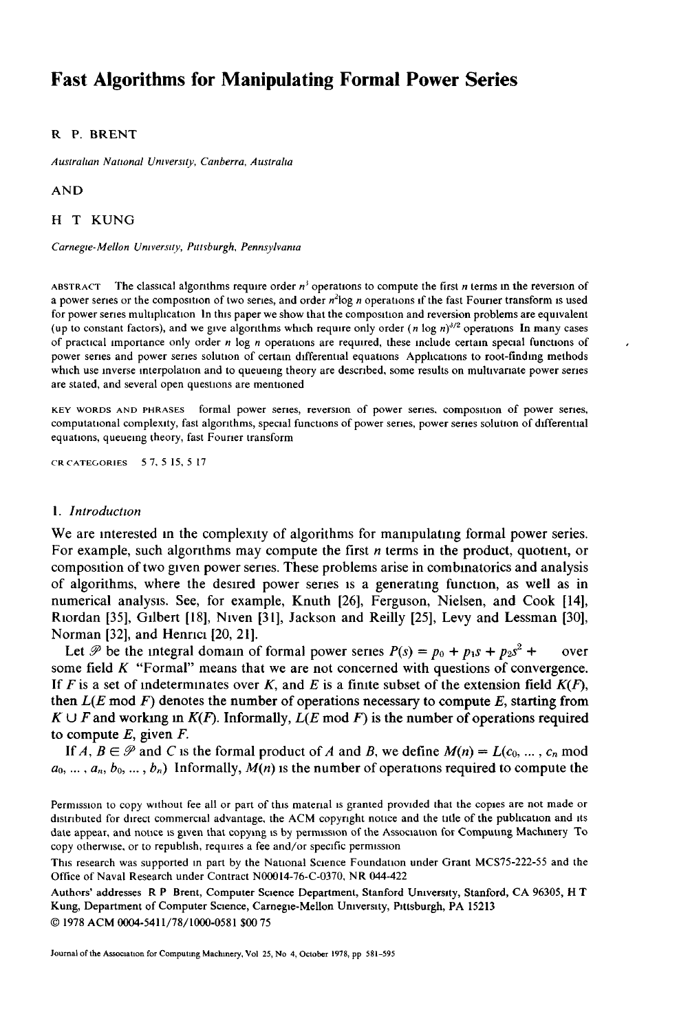# Fast Algorithms for Manipulating Formal Power Series

R. P. BRENT

*Australian National University, Canberra, Australia*

AND

H. T. KUNG

*Carnegie-Mellon University, Pittsburgh, Pennsylvania*

ABSTRACT The classical algorithms require order $n^3$ operations to compute the first $n$ terms in the reversion of a power series or the composition of two series, and order $n^2 \log n$ operations if the fast Fourier transform is used for power series multiplication. In this paper we show that the composition and reversion problems are equivalent (up to constant factors), and we give algorithms which require only order $(n \log n)^{3/2}$ operations. In many cases of practical importance only order $n \log n$ operations are required; these include certain special functions of power series and power series solution of certain differential equations. Applications to root-finding methods which use inverse interpolation and to queueing theory are described, some results on multivariate power series are stated, and several open questions are mentioned.

KEY WORDS AND PHRASES formal power series, reversion of power series, composition of power series, computational complexity, fast algorithms, special functions of power series, power series solution of differential equations, queueing theory, fast Fourier transform

CR CATEGORIES 5.7, 5.15, 5.17

## 1. *Introduction*

We are interested in the complexity of algorithms for manipulating formal power series. For example, such algorithms may compute the first $n$ terms in the product, quotient, or composition of two given power series. These problems arise in combinatorics and analysis of algorithms, where the desired power series is a generating function, as well as in numerical analysis. See, for example, Knuth [26], Ferguson, Nielsen, and Cook [14], Riordan [35], Gilbert [18], Niven [31], Jackson and Reilly [25], Levy and Lessman [30], Norman [32], and Henrici [20, 21].

Let $\mathscr{P}$ be the integral domain of formal power series $P(s) = p_0 + p_1 s + p_2 s^2 + \cdots$ over some field $K$. "Formal" means that we are not concerned with questions of convergence. If $F$ is a set of indeterminates over $K$, and $E$ is a finite subset of the extension field $K(F)$, then $L(E \bmod F)$ denotes the number of operations necessary to compute $E$, starting from $K \cup F$ and working in $K(F)$. Informally, $L(E \bmod F)$ is the number of operations required to compute $E$, given $F$.

If $A, B \in \mathscr{P}$ and $C$ is the formal product of $A$ and $B$, we define $M(n) = L(c_0, \ldots, c_n \bmod a_0, \ldots, a_n, b_0, \ldots, b_n)$. Informally, $M(n)$ is the number of operations required to compute the

Permission to copy without fee all or part of this material is granted provided that the copies are not made or distributed for direct commercial advantage, the ACM copyright notice and the title of the publication and its date appear, and notice is given that copying is by permission of the Association for Computing Machinery. To copy otherwise, or to republish, requires a fee and/or specific permission.

This research was supported in part by the National Science Foundation under Grant MCS75-222-55 and the Office of Naval Research under Contract N00014-76-C-0370, NR 044-422.

Authors' addresses: R. P. Brent, Computer Science Department, Stanford University, Stanford, CA 96305; H. T. Kung, Department of Computer Science, Carnegie-Mellon University, Pittsburgh, PA 15213.

© 1978 ACM 0004-5411/78/1000-0581 $00.75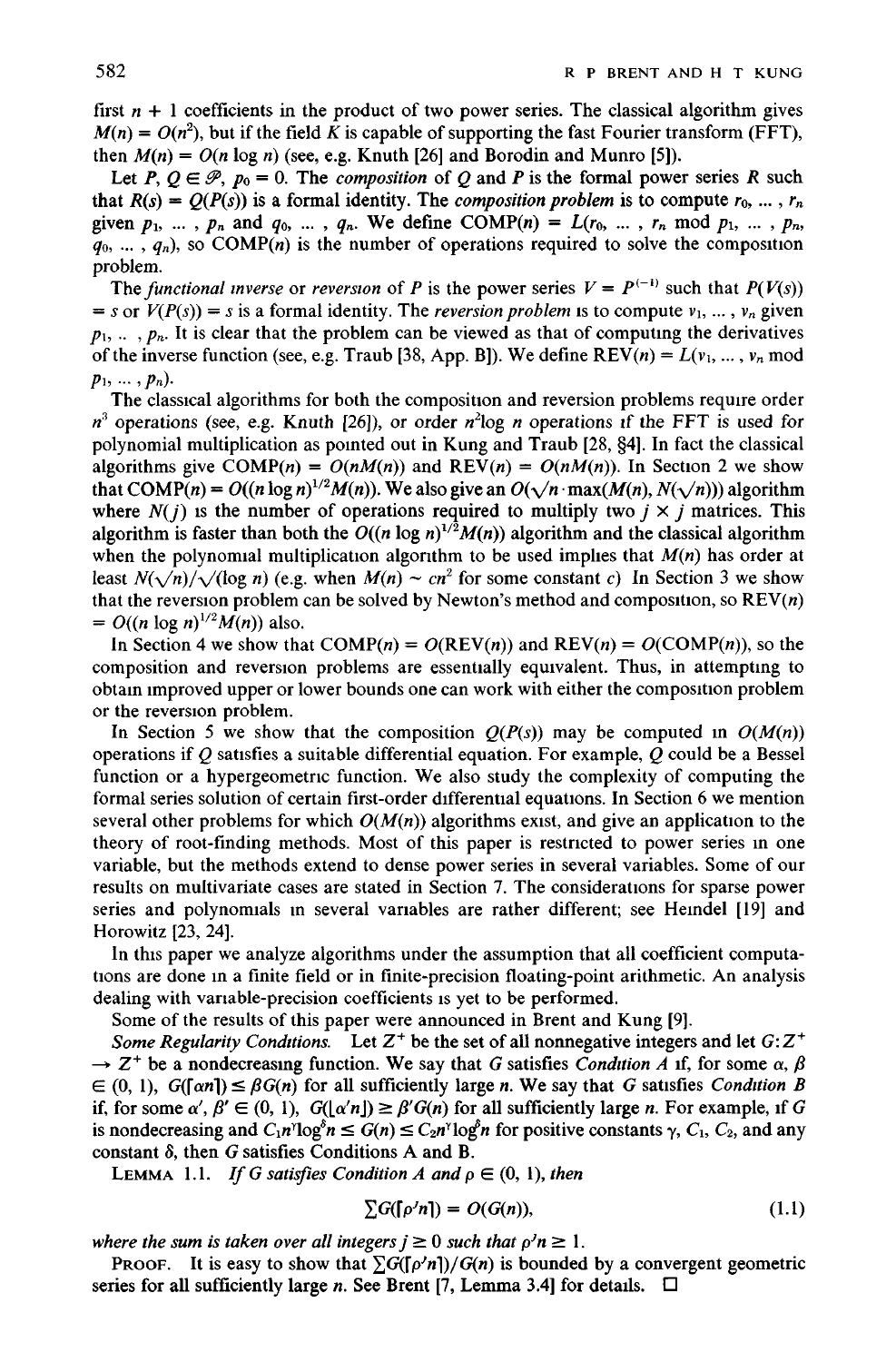first $n + 1$ coefficients in the product of two power series. The classical algorithm gives $M(n) = O(n^2)$, but if the field $K$ is capable of supporting the fast Fourier transform (FFT), then $M(n) = O(n \log n)$ (see, e.g. Knuth [26] and Borodin and Munro [5]).

Let $P, Q \in \mathscr{P}$, $p_0 = 0$. The *composition* of $Q$ and $P$ is the formal power series $R$ such that $R(s) = Q(P(s))$ is a formal identity. The *composition problem* is to compute $r_0, \ldots, r_n$ given $p_1, \ldots, p_n$ and $q_0, \ldots, q_n$. We define $\text{COMP}(n) = L(r_0, \ldots, r_n \bmod p_1, \ldots, p_n, q_0, \ldots, q_n)$, so $\text{COMP}(n)$ is the number of operations required to solve the composition problem.

The *functional inverse* or *reversion* of $P$ is the power series $V = P^{(-1)}$ such that $P(V(s)) = s$ or $V(P(s)) = s$ is a formal identity. The *reversion problem* is to compute $v_1, \ldots, v_n$ given $p_1, \ldots, p_n$. It is clear that the problem can be viewed as that of computing the derivatives of the inverse function (see, e.g. Traub [38, App. B]). We define $\text{REV}(n) = L(v_1, \ldots, v_n \bmod p_1, \ldots, p_n)$.

The classical algorithms for both the composition and reversion problems require order $n^3$ operations (see, e.g. Knuth [26]), or order $n^2 \log n$ operations if the FFT is used for polynomial multiplication as pointed out in Kung and Traub [28, §4]. In fact the classical algorithms give $\text{COMP}(n) = O(nM(n))$ and $\text{REV}(n) = O(nM(n))$. In Section 2 we show that $\text{COMP}(n) = O((n \log n)^{1/2} M(n))$. We also give an $O(\sqrt{n} \cdot \max(M(n), N(\sqrt{n})))$ algorithm where $N(j)$ is the number of operations required to multiply two $j \times j$ matrices. This algorithm is faster than both the $O((n \log n)^{1/2} M(n))$ algorithm and the classical algorithm when the polynomial multiplication algorithm to be used implies that $M(n)$ has order at least $N(\sqrt{n})/\sqrt{(\log n)}$ (e.g. when $M(n) \sim cn^2$ for some constant $c$) In Section 3 we show that the reversion problem can be solved by Newton's method and composition, so $\text{REV}(n) = O((n \log n)^{1/2} M(n))$ also.

In Section 4 we show that $\text{COMP}(n) = O(\text{REV}(n))$ and $\text{REV}(n) = O(\text{COMP}(n))$, so the composition and reversion problems are essentially equivalent. Thus, in attempting to obtain improved upper or lower bounds one can work with either the composition problem or the reversion problem.

In Section 5 we show that the composition $Q(P(s))$ may be computed in $O(M(n))$ operations if $Q$ satisfies a suitable differential equation. For example, $Q$ could be a Bessel function or a hypergeometric function. We also study the complexity of computing the formal series solution of certain first-order differential equations. In Section 6 we mention several other problems for which $O(M(n))$ algorithms exist, and give an application to the theory of root-finding methods. Most of this paper is restricted to power series in one variable, but the methods extend to dense power series in several variables. Some of our results on multivariate cases are stated in Section 7. The considerations for sparse power series and polynomials in several variables are rather different; see Heindel [19] and Horowitz [23, 24].

In this paper we analyze algorithms under the assumption that all coefficient computations are done in a finite field or in finite-precision floating-point arithmetic. An analysis dealing with variable-precision coefficients is yet to be performed.

Some of the results of this paper were announced in Brent and Kung [9].

*Some Regularity Conditions.* Let $Z^+$ be the set of all nonnegative integers and let $G: Z^+ \to Z^+$ be a nondecreasing function. We say that $G$ satisfies *Condition A* if, for some $\alpha, \beta \in (0, 1)$, $G(\lceil \alpha n \rceil) \le \beta G(n)$ for all sufficiently large $n$. We say that $G$ satisfies *Condition B* if, for some $\alpha', \beta' \in (0, 1)$, $G(\lfloor \alpha' n \rfloor) \ge \beta' G(n)$ for all sufficiently large $n$. For example, if $G$ is nondecreasing and $C_1 n^\gamma \log^\delta n \le G(n) \le C_2 n^\gamma \log^\delta n$ for positive constants $\gamma$, $C_1$, $C_2$, and any constant $\delta$, then $G$ satisfies Conditions A and B.

LEMMA 1.1. *If $G$ satisfies Condition A and $\rho \in (0, 1)$, then*

$$\sum G(\lceil \rho^j n \rceil) = O(G(n)), \tag{1.1}$$

*where the sum is taken over all integers $j \ge 0$ such that $\rho^j n \ge 1$.*

PROOF. It is easy to show that $\sum G(\lceil \rho^j n \rceil)/G(n)$ is bounded by a convergent geometric series for all sufficiently large $n$. See Brent [7, Lemma 3.4] for details. $\square$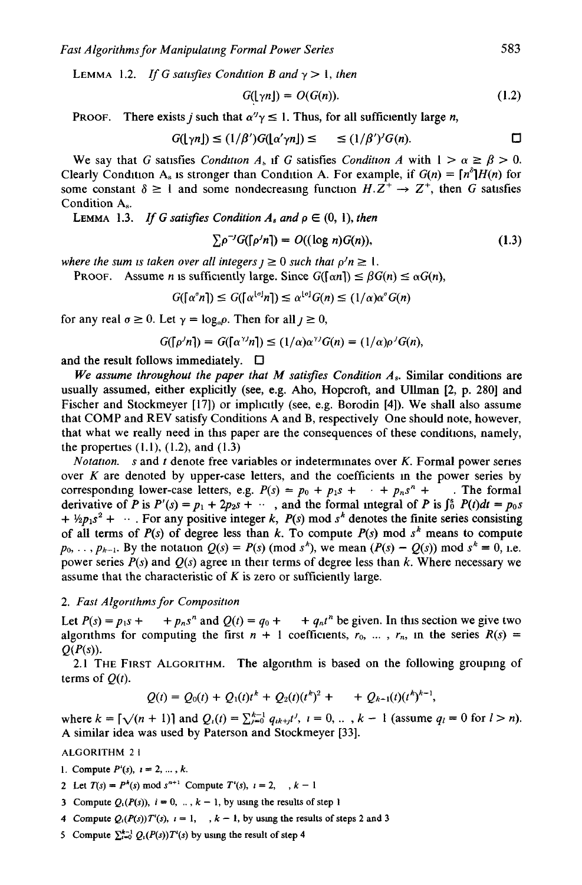**Lemma 1.2.** *If G satisfies Condition B and* $\gamma > 1$, *then*

$$G(\lfloor \gamma n \rfloor) = O(G(n)). \tag{1.2}$$

**Proof.** There exists $j$ such that $\alpha'^j \gamma \leq 1$. Thus, for all sufficiently large $n$,

$$G(\lfloor \gamma n \rfloor) \leq (1/\beta')G(\lfloor \alpha' \gamma n \rfloor) \leq \quad \leq (1/\beta')^j G(n). \qquad \square$$

We say that $G$ satisfies *Condition* $A_s$ if $G$ satisfies *Condition A* with $1 > \alpha \geq \beta > 0$. Clearly Condition $A_s$ is stronger than Condition A. For example, if $G(n) = \lceil n^\delta \rceil H(n)$ for some constant $\delta \geq 1$ and some nondecreasing function $H: Z^+ \to Z^+$, then $G$ satisfies Condition $A_s$.

**Lemma 1.3.** *If G satisfies Condition* $A_s$ *and* $\rho \in (0, 1)$, *then*

$$\sum \rho^{-j} G(\lceil \rho^j n \rceil) = O((\log n)G(n)), \tag{1.3}$$

*where the sum is taken over all integers* $j \geq 0$ *such that* $\rho^j n \geq 1$.

**Proof.** Assume $n$ is sufficiently large. Since $G(\lceil \alpha n \rceil) \leq \beta G(n) \leq \alpha G(n)$,

$$G(\lceil \alpha^\sigma n \rceil) \leq G(\lceil \alpha^{\lfloor \sigma \rfloor} n \rceil) \leq \alpha^{\lfloor \sigma \rfloor} G(n) \leq (1/\alpha)\alpha^\sigma G(n)$$

for any real $\sigma \geq 0$. Let $\gamma = \log_\alpha \rho$. Then for all $j \geq 0$,

$$G(\lceil \rho^j n \rceil) = G(\lceil \alpha^{\gamma j} n \rceil) \leq (1/\alpha)\alpha^{\gamma j} G(n) = (1/\alpha)\rho^j G(n),$$

and the result follows immediately. $\square$

*We assume throughout the paper that M satisfies Condition* $A_s$. Similar conditions are usually assumed, either explicitly (see, e.g. Aho, Hopcroft, and Ullman [2, p. 280] and Fischer and Stockmeyer [17]) or implicitly (see, e.g. Borodin [4]). We shall also assume that COMP and REV satisfy Conditions A and B, respectively. One should note, however, that what we really need in this paper are the consequences of these conditions, namely, the properties (1.1), (1.2), and (1.3).

*Notation.* $s$ and $t$ denote free variables or indeterminates over $K$. Formal power series over $K$ are denoted by upper-case letters, and the coefficients in the power series by corresponding lower-case letters, e.g. $P(s) = p_0 + p_1 s + \cdots + p_n s^n + \cdots$. The formal derivative of $P$ is $P'(s) = p_1 + 2p_2 s + \cdots$, and the formal integral of $P$ is $\int_0^s P(t)dt = p_0 s + \frac{1}{2}p_1 s^2 + \cdots$. For any positive integer $k$, $P(s) \bmod s^k$ denotes the finite series consisting of all terms of $P(s)$ of degree less than $k$. To compute $P(s) \bmod s^k$ means to compute $p_0, \ldots, p_{k-1}$. By the notation $Q(s) \equiv P(s) \pmod{s^k}$, we mean $(P(s) - Q(s)) \bmod s^k = 0$, i.e. power series $P(s)$ and $Q(s)$ agree in their terms of degree less than $k$. Where necessary we assume that the characteristic of $K$ is zero or sufficiently large.

## 2. Fast Algorithms for Composition

Let $P(s) = p_1 s + \cdots + p_n s^n$ and $Q(t) = q_0 + \cdots + q_n t^n$ be given. In this section we give two algorithms for computing the first $n + 1$ coefficients, $r_0, \ldots, r_n$, in the series $R(s) = Q(P(s))$.

2.1 The First Algorithm. The algorithm is based on the following grouping of terms of $Q(t)$.

$$Q(t) = Q_0(t) + Q_1(t)t^k + Q_2(t)(t^k)^2 + \cdots + Q_{k-1}(t)(t^k)^{k-1},$$

where $k = \lceil \sqrt{(n+1)} \rceil$ and $Q_i(t) = \sum_{j=0}^{k-1} q_{ik+j} t^j$, $i = 0, \ldots, k - 1$ (assume $q_l = 0$ for $l > n$). A similar idea was used by Paterson and Stockmeyer [33].

ALGORITHM 2.1

1. Compute $P^i(s)$, $i = 2, \ldots, k$.
2. Let $T(s) = P^k(s) \bmod s^{n+1}$. Compute $T^i(s)$, $i = 2, \ldots, k - 1$.
3. Compute $Q_i(P(s))$, $i = 0, \ldots, k - 1$, by using the results of step 1.
4. Compute $Q_i(P(s))T^i(s)$, $i = 1, \ldots, k - 1$, by using the results of steps 2 and 3.
5. Compute $\sum_{i=0}^{k-1} Q_i(P(s))T^i(s)$ by using the result of step 4.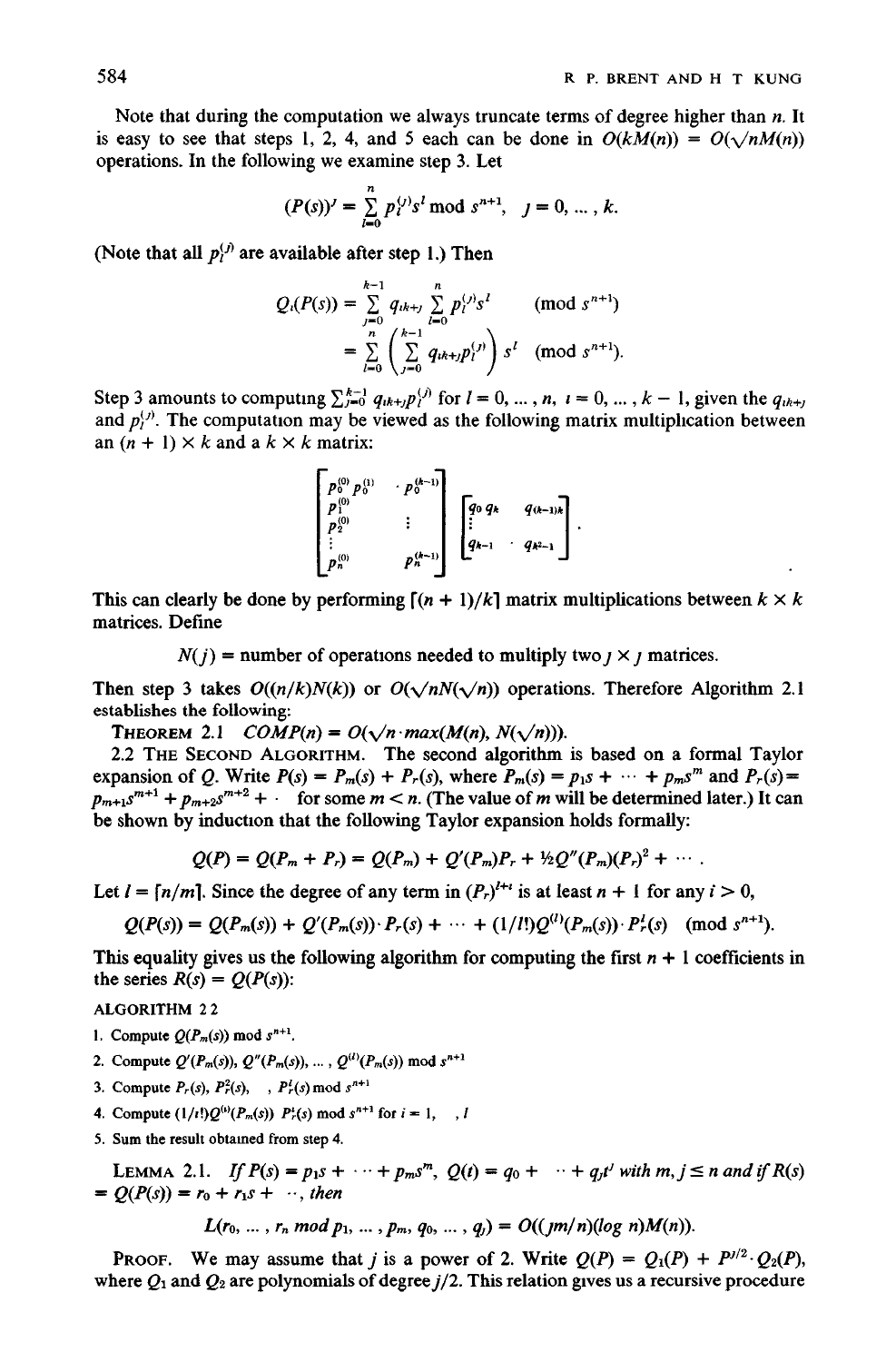Note that during the computation we always truncate terms of degree higher than $n$. It is easy to see that steps 1, 2, 4, and 5 each can be done in $O(kM(n)) = O(\sqrt{n}M(n))$ operations. In the following we examine step 3. Let

$$(P(s))^j = \sum_{l=0}^{n} p_l^{(j)} s^l \bmod s^{n+1}, \quad j = 0, \ldots, k.$$

(Note that all $p_l^{(j)}$ are available after step 1.) Then

$$Q_i(P(s)) = \sum_{j=0}^{k-1} q_{ik+j} \sum_{l=0}^{n} p_l^{(j)} s^l \qquad (\text{mod } s^{n+1})$$

$$= \sum_{l=0}^{n} \left( \sum_{j=0}^{k-1} q_{ik+j} p_l^{(j)} \right) s^l \quad (\text{mod } s^{n+1}).$$

Step 3 amounts to computing $\sum_{j=0}^{k-1} q_{ik+j} p_l^{(j)}$ for $l = 0, \ldots, n$, $i = 0, \ldots, k-1$, given the $q_{ik+j}$ and $p_l^{(j)}$. The computation may be viewed as the following matrix multiplication between an $(n+1) \times k$ and a $k \times k$ matrix:

$$\begin{bmatrix} p_0^{(0)} \, p_0^{(1)} & \cdot \, p_0^{(k-1)} \\ p_1^{(0)} & \\ p_2^{(0)} & \vdots \\ \vdots & \\ p_n^{(0)} & p_n^{(k-1)} \end{bmatrix} \begin{bmatrix} q_0 \, q_k & q_{(k-1)k} \\ \vdots & \\ q_{k-1} & \cdot \, q_{k^2-1} \end{bmatrix}.$$

This can clearly be done by performing $\lceil (n+1)/k \rceil$ matrix multiplications between $k \times k$ matrices. Define

$$N(j) = \text{number of operations needed to multiply two } j \times j \text{ matrices.}$$

Then step 3 takes $O((n/k)N(k))$ or $O(\sqrt{n}N(\sqrt{n}))$ operations. Therefore Algorithm 2.1 establishes the following:

THEOREM 2.1 $COMP(n) = O(\sqrt{n} \cdot max(M(n), N(\sqrt{n})))$.

2.2 THE SECOND ALGORITHM. The second algorithm is based on a formal Taylor expansion of $Q$. Write $P(s) = P_m(s) + P_r(s)$, where $P_m(s) = p_1 s + \cdots + p_m s^m$ and $P_r(s) = p_{m+1}s^{m+1} + p_{m+2}s^{m+2} + \cdots$ for some $m < n$. (The value of $m$ will be determined later.) It can be shown by induction that the following Taylor expansion holds formally:

$$Q(P) = Q(P_m + P_r) = Q(P_m) + Q'(P_m)P_r + \tfrac{1}{2}Q''(P_m)(P_r)^2 + \cdots.$$

Let $l = \lceil n/m \rceil$. Since the degree of any term in $(P_r)^{l+i}$ is at least $n+1$ for any $i > 0$,

$$Q(P(s)) = Q(P_m(s)) + Q'(P_m(s)) \cdot P_r(s) + \cdots + (1/l!)Q^{(l)}(P_m(s)) \cdot P_r^l(s) \pmod{s^{n+1}}.$$

This equality gives us the following algorithm for computing the first $n+1$ coefficients in the series $R(s) = Q(P(s))$:

ALGORITHM 2.2

1. Compute $Q(P_m(s)) \bmod s^{n+1}$.
2. Compute $Q'(P_m(s)), Q''(P_m(s)), \ldots, Q^{(l)}(P_m(s)) \bmod s^{n+1}$
3. Compute $P_r(s), P_r^2(s), \ldots, P_r^l(s) \bmod s^{n+1}$
4. Compute $(1/i!)Q^{(i)}(P_m(s)) \cdot P_r^i(s) \bmod s^{n+1}$ for $i = 1, \ldots, l$
5. Sum the result obtained from step 4.

LEMMA 2.1. *If $P(s) = p_1 s + \cdots + p_m s^m$, $Q(t) = q_0 + \cdots + q_j t^j$ with $m, j \leq n$ and if $R(s) = Q(P(s)) = r_0 + r_1 s + \cdots$, then*

$$L(r_0, \ldots, r_n \bmod p_1, \ldots, p_m, q_0, \ldots, q_j) = O((jm/n)(\log n)M(n)).$$

PROOF. We may assume that $j$ is a power of 2. Write $Q(P) = Q_1(P) + P^{j/2} \cdot Q_2(P)$, where $Q_1$ and $Q_2$ are polynomials of degree $j/2$. This relation gives us a recursive procedure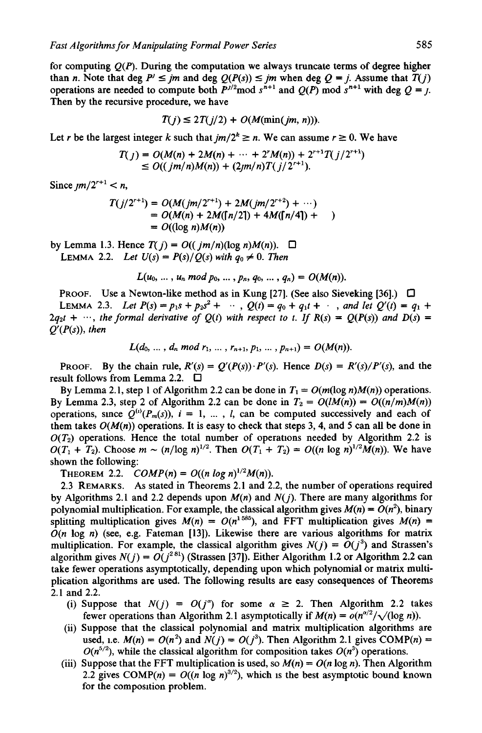for computing $Q(P)$. During the computation we always truncate terms of degree higher than $n$. Note that $\deg P^j \leq jm$ and $\deg Q(P(s)) \leq jm$ when $\deg Q = j$. Assume that $T(j)$ operations are needed to compute both $P^{j/2} \bmod s^{n+1}$ and $Q(P) \bmod s^{n+1}$ with $\deg Q = j$. Then by the recursive procedure, we have

$$T(j) \leq 2T(j/2) + O(M(\min(jm, n))).$$

Let $r$ be the largest integer $k$ such that $jm/2^k \geq n$. We can assume $r \geq 0$. We have

$$\begin{aligned} T(j) &= O(M(n) + 2M(n) + \cdots + 2^r M(n)) + 2^{r+1}T(j/2^{r+1}) \\ &\leq O((jm/n)M(n)) + (2jm/n)T(j/2^{r+1}). \end{aligned}$$

Since $jm/2^{r+1} < n$,

$$\begin{aligned} T(j/2^{r+1}) &= O(M(jm/2^{r+1}) + 2M(jm/2^{r+2}) + \cdots) \\ &= O(M(n) + 2M(\lceil n/2 \rceil) + 4M(\lceil n/4 \rceil) + \quad ) \\ &= O((\log n)M(n)) \end{aligned}$$

by Lemma 1.3. Hence $T(j) = O((jm/n)(\log n)M(n))$. □

LEMMA 2.2. *Let $U(s) = P(s)/Q(s)$ with $q_0 \neq 0$. Then*

$$L(u_0, \ldots, u_n \bmod p_0, \ldots, p_n, q_0, \ldots, q_n) = O(M(n)).$$

PROOF. Use a Newton-like method as in Kung [27]. (See also Sieveking [36].) □

LEMMA 2.3. *Let $P(s) = p_1 s + p_2 s^2 + \cdots$, $Q(t) = q_0 + q_1 t + \cdots$, and let $Q'(t) = q_1 + 2q_2 t + \cdots$, the formal derivative of $Q(t)$ with respect to $t$. If $R(s) = Q(P(s))$ and $D(s) = Q'(P(s))$, then*

$$L(d_0, \ldots, d_n \bmod r_1, \ldots, r_{n+1}, p_1, \ldots, p_{n+1}) = O(M(n)).$$

PROOF. By the chain rule, $R'(s) = Q'(P(s)) \cdot P'(s)$. Hence $D(s) = R'(s)/P'(s)$, and the result follows from Lemma 2.2. □

By Lemma 2.1, step 1 of Algorithm 2.2 can be done in $T_1 = O(m(\log n)M(n))$ operations. By Lemma 2.3, step 2 of Algorithm 2.2 can be done in $T_2 = O(lM(n)) = O((n/m)M(n))$ operations, since $Q^{(i)}(P_m(s))$, $i = 1, \ldots, l$, can be computed successively and each of them takes $O(M(n))$ operations. It is easy to check that steps 3, 4, and 5 can all be done in $O(T_2)$ operations. Hence the total number of operations needed by Algorithm 2.2 is $O(T_1 + T_2)$. Choose $m \sim (n/\log n)^{1/2}$. Then $O(T_1 + T_2) = O((n \log n)^{1/2}M(n))$. We have shown the following:

THEOREM 2.2. $COMP(n) = O((n \log n)^{1/2}M(n))$.

2.3 REMARKS. As stated in Theorems 2.1 and 2.2, the number of operations required by Algorithms 2.1 and 2.2 depends upon $M(n)$ and $N(j)$. There are many algorithms for polynomial multiplication. For example, the classical algorithm gives $M(n) = O(n^2)$, binary splitting multiplication gives $M(n) = O(n^{1.585})$, and FFT multiplication gives $M(n) = O(n \log n)$ (see, e.g. Fateman [13]). Likewise there are various algorithms for matrix multiplication. For example, the classical algorithm gives $N(j) = O(j^3)$ and Strassen's algorithm gives $N(j) = O(j^{2.81})$ (Strassen [37]). Either Algorithm 1.2 or Algorithm 2.2 can take fewer operations asymptotically, depending upon which polynomial or matrix multiplication algorithms are used. The following results are easy consequences of Theorems 2.1 and 2.2.

(i) Suppose that $N(j) = O(j^\alpha)$ for some $\alpha \geq 2$. Then Algorithm 2.2 takes fewer operations than Algorithm 2.1 asymptotically if $M(n) = o(n^{\alpha/2}/\sqrt{(\log n)})$.

(ii) Suppose that the classical polynomial and matrix multiplication algorithms are used, i.e. $M(n) = O(n^2)$ and $N(j) = O(j^3)$. Then Algorithm 2.1 gives $\mathrm{COMP}(n) = O(n^{5/2})$, while the classical algorithm for composition takes $O(n^3)$ operations.

(iii) Suppose that the FFT multiplication is used, so $M(n) = O(n \log n)$. Then Algorithm 2.2 gives $\mathrm{COMP}(n) = O((n \log n)^{3/2})$, which is the best asymptotic bound known for the composition problem.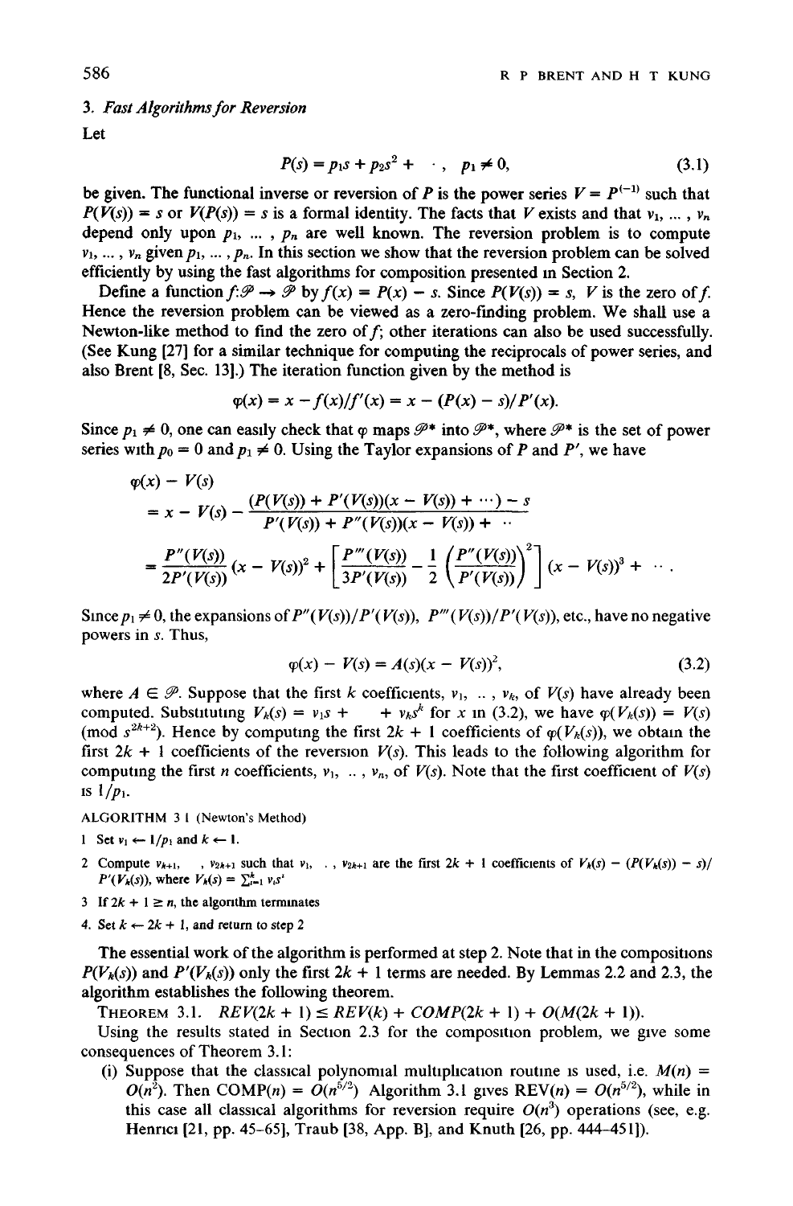### 3. *Fast Algorithms for Reversion*

Let

$$P(s) = p_1 s + p_2 s^2 + \cdots, \quad p_1 \neq 0, \tag{3.1}$$

be given. The functional inverse or reversion of $P$ is the power series $V = P^{(-1)}$ such that $P(V(s)) = s$ or $V(P(s)) = s$ is a formal identity. The facts that $V$ exists and that $v_1, \ldots, v_n$ depend only upon $p_1, \ldots, p_n$ are well known. The reversion problem is to compute $v_1, \ldots, v_n$ given $p_1, \ldots, p_n$. In this section we show that the reversion problem can be solved efficiently by using the fast algorithms for composition presented in Section 2.

Define a function $f: \mathcal{P} \to \mathcal{P}$ by $f(x) = P(x) - s$. Since $P(V(s)) = s$, $V$ is the zero of $f$. Hence the reversion problem can be viewed as a zero-finding problem. We shall use a Newton-like method to find the zero of $f$; other iterations can also be used successfully. (See Kung [27] for a similar technique for computing the reciprocals of power series, and also Brent [8, Sec. 13].) The iteration function given by the method is

$$\varphi(x) = x - f(x)/f'(x) = x - (P(x) - s)/P'(x).$$

Since $p_1 \neq 0$, one can easily check that $\varphi$ maps $\mathcal{P}^*$ into $\mathcal{P}^*$, where $\mathcal{P}^*$ is the set of power series with $p_0 = 0$ and $p_1 \neq 0$. Using the Taylor expansions of $P$ and $P'$, we have

$$\begin{aligned}
&\varphi(x) - V(s) \\
&= x - V(s) - \frac{(P(V(s)) + P'(V(s))(x - V(s)) + \cdots) - s}{P'(V(s)) + P''(V(s))(x - V(s)) + \cdots} \\
&= \frac{P''(V(s))}{2P'(V(s))}(x - V(s))^2 + \left[\frac{P'''(V(s))}{3P'(V(s))} - \frac{1}{2}\left(\frac{P''(V(s))}{P'(V(s))}\right)^2\right](x - V(s))^3 + \cdots .
\end{aligned}$$

Since $p_1 \neq 0$, the expansions of $P''(V(s))/P'(V(s))$, $P'''(V(s))/P'(V(s))$, etc., have no negative powers in $s$. Thus,

$$\varphi(x) - V(s) = A(s)(x - V(s))^2, \tag{3.2}$$

where $A \in \mathcal{P}$. Suppose that the first $k$ coefficients, $v_1, \ldots, v_k$, of $V(s)$ have already been computed. Substituting $V_k(s) = v_1 s + \cdots + v_k s^k$ for $x$ in (3.2), we have $\varphi(V_k(s)) = V(s) \pmod{s^{2k+2}}$. Hence by computing the first $2k + 1$ coefficients of $\varphi(V_k(s))$, we obtain the first $2k + 1$ coefficients of the reversion $V(s)$. This leads to the following algorithm for computing the first $n$ coefficients, $v_1, \ldots, v_n$, of $V(s)$. Note that the first coefficient of $V(s)$ is $1/p_1$.

ALGORITHM 3.1 (Newton's Method)

1. Set $v_1 \leftarrow 1/p_1$ and $k \leftarrow 1$.
2. Compute $v_{k+1}, \ldots, v_{2k+1}$ such that $v_1, \ldots, v_{2k+1}$ are the first $2k + 1$ coefficients of $V_k(s) - (P(V_k(s)) - s)/P'(V_k(s))$, where $V_k(s) = \sum_{i=1}^{k} v_i s^i$
3. If $2k + 1 \geq n$, the algorithm terminates
4. Set $k \leftarrow 2k + 1$, and return to step 2

The essential work of the algorithm is performed at step 2. Note that in the compositions $P(V_k(s))$ and $P'(V_k(s))$ only the first $2k + 1$ terms are needed. By Lemmas 2.2 and 2.3, the algorithm establishes the following theorem.

THEOREM 3.1. *$REV(2k + 1) \leq REV(k) + COMP(2k + 1) + O(M(2k + 1))$.*

Using the results stated in Section 2.3 for the composition problem, we give some consequences of Theorem 3.1:

(i) Suppose that the classical polynomial multiplication routine is used, i.e. $M(n) = O(n^2)$. Then $\mathrm{COMP}(n) = O(n^{5/2})$ Algorithm 3.1 gives $\mathrm{REV}(n) = O(n^{5/2})$, while in this case all classical algorithms for reversion require $O(n^3)$ operations (see, e.g. Henrici [21, pp. 45–65], Traub [38, App. B], and Knuth [26, pp. 444–451]).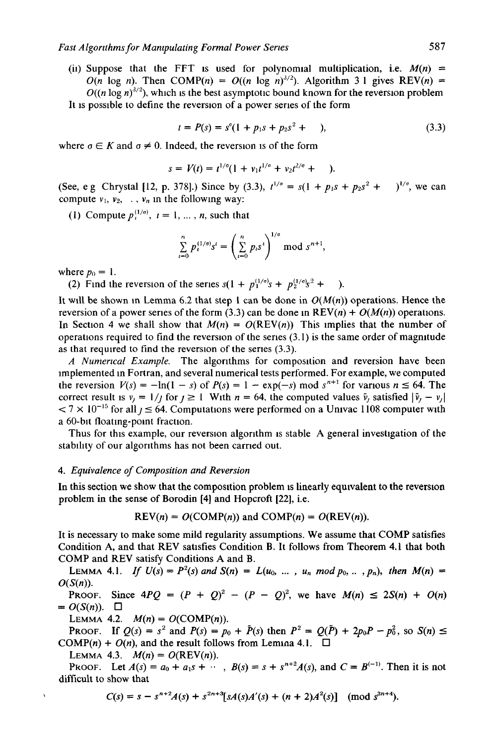(ii) Suppose that the FFT is used for polynomial multiplication, i.e. $M(n) = O(n \log n)$. Then $\text{COMP}(n) = O((n \log n)^{3/2})$. Algorithm 3 1 gives $\text{REV}(n) = O((n \log n)^{3/2})$, which is the best asymptotic bound known for the reversion problem

It is possible to define the reversion of a power series of the form

$$t = P(s) = s^{\sigma}(1 + p_1 s + p_2 s^2 + \cdots), \tag{3.3}$$

where $\sigma \in K$ and $\sigma \neq 0$. Indeed, the reversion is of the form

$$s = V(t) = t^{1/\sigma}(1 + v_1 t^{1/\sigma} + v_2 t^{2/\sigma} + \cdots).$$

(See, e g Chrystal [12, p. 378].) Since by (3.3), $t^{1/\sigma} = s(1 + p_1 s + p_2 s^2 + \cdots)^{1/\sigma}$, we can compute $v_1, v_2, \ldots, v_n$ in the following way:

(1) Compute $p_i^{(1/\sigma)}$, $i = 1, \ldots, n$, such that

$$\sum_{i=0}^{n} p_i^{(1/\sigma)} s^i = \left( \sum_{i=0}^{n} p_i s^i \right)^{1/\sigma} \bmod s^{n+1},$$

where $p_0 = 1$.

(2) Find the reversion of the series $s(1 + p_1^{(1/\sigma)} s + p_2^{(1/\sigma)} s^2 + \cdots)$.

It will be shown in Lemma 6.2 that step 1 can be done in $O(M(n))$ operations. Hence the reversion of a power series of the form (3.3) can be done in $\text{REV}(n) + O(M(n))$ operations. In Section 4 we shall show that $M(n) = O(\text{REV}(n))$ This implies that the number of operations required to find the reversion of the series (3.1) is the same order of magnitude as that required to find the reversion of the series (3.3).

*A Numerical Example.* The algorithms for composition and reversion have been implemented in Fortran, and several numerical tests performed. For example, we computed the reversion $V(s) = -\ln(1 - s)$ of $P(s) = 1 - \exp(-s) \bmod s^{n+1}$ for various $n \leq 64$. The correct result is $v_j = 1/j$ for $j \geq 1$ With $n = 64$, the computed values $\tilde{v}_j$ satisfied $|\tilde{v}_j - v_j| < 7 \times 10^{-15}$ for all $j \leq 64$. Computations were performed on a Univac 1108 computer with a 60-bit floating-point fraction.

Thus for this example, our reversion algorithm is stable A general investigation of the stability of our algorithms has not been carried out.

## 4. *Equivalence of Composition and Reversion*

In this section we show that the composition problem is linearly equivalent to the reversion problem in the sense of Borodin [4] and Hopcroft [22], i.e.

$$\text{REV}(n) = O(\text{COMP}(n)) \text{ and } \text{COMP}(n) = O(\text{REV}(n)).$$

It is necessary to make some mild regularity assumptions. We assume that COMP satisfies Condition A, and that REV satisfies Condition B. It follows from Theorem 4.1 that both COMP and REV satisfy Conditions A and B.

LEMMA 4.1. *If $U(s) = P^2(s)$ and $S(n) = L(u_0, \ldots, u_n \bmod p_0, \ldots, p_n)$, then $M(n) = O(S(n))$.*

PROOF. Since $4PQ = (P + Q)^2 - (P - Q)^2$, we have $M(n) \leq 2S(n) + O(n) = O(S(n))$. □

LEMMA 4.2. $M(n) = O(\text{COMP}(n))$.

PROOF. If $Q(s) = s^2$ and $P(s) = p_0 + \tilde{P}(s)$ then $P^2 = Q(\tilde{P}) + 2p_0 P - p_0^2$, so $S(n) \leq \text{COMP}(n) + O(n)$, and the result follows from Lemma 4.1. □

LEMMA 4.3. $M(n) = O(\text{REV}(n))$.

PROOF. Let $A(s) = a_0 + a_1 s + \cdots$, $B(s) = s + s^{n+2} A(s)$, and $C = B^{(-1)}$. Then it is not difficult to show that

$$C(s) = s - s^{n+2} A(s) + s^{2n+3}[sA(s)A'(s) + (n + 2)A^2(s)] \pmod{s^{3n+4}}.$$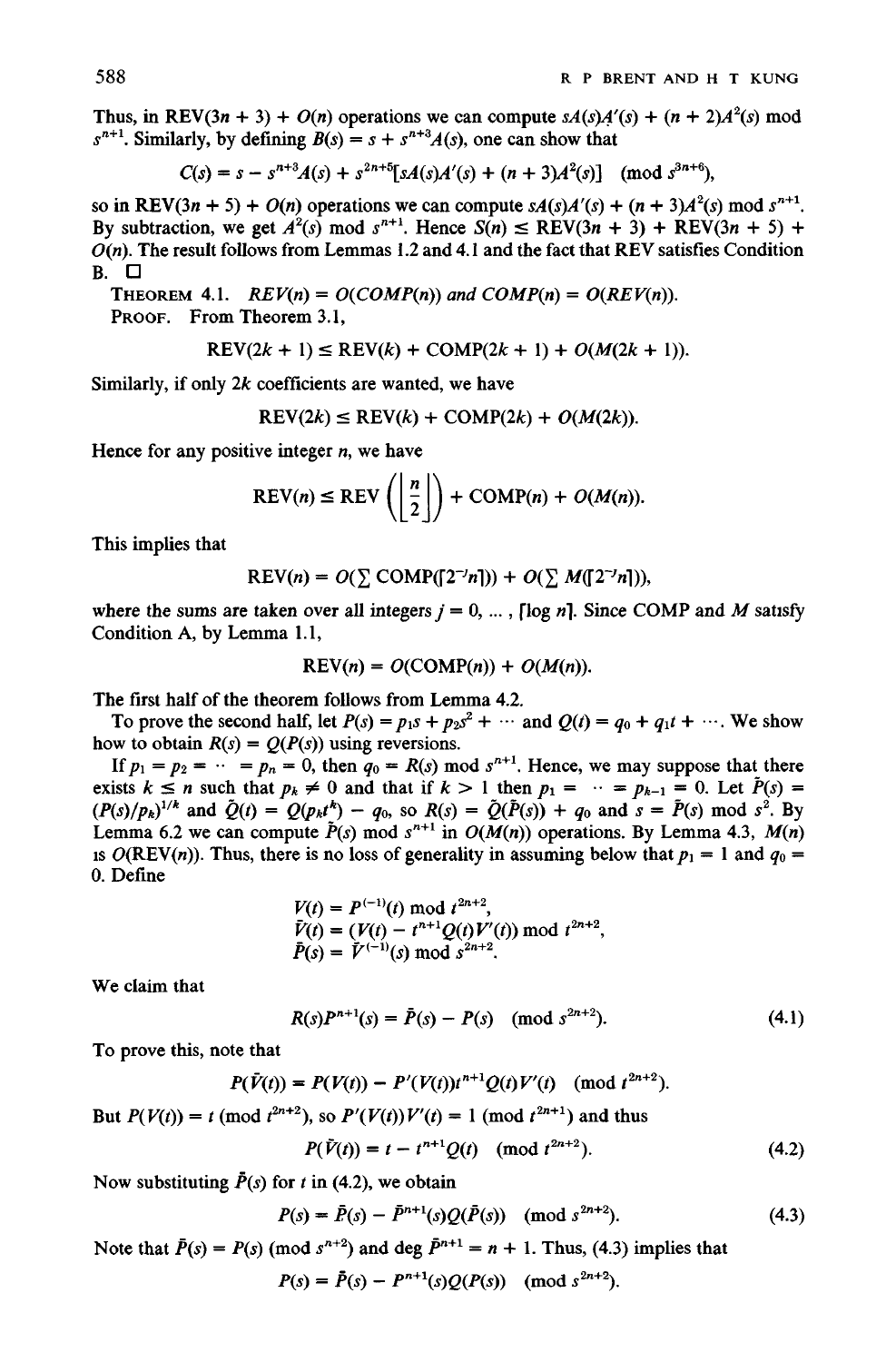Thus, in REV$(3n + 3) + O(n)$ operations we can compute $sA(s)A'(s) + (n + 2)A^2(s) \bmod s^{n+1}$. Similarly, by defining $B(s) = s + s^{n+3}A(s)$, one can show that

$$C(s) = s - s^{n+3}A(s) + s^{2n+5}[sA(s)A'(s) + (n + 3)A^2(s)] \pmod{s^{3n+6}},$$

so in REV$(3n + 5) + O(n)$ operations we can compute $sA(s)A'(s) + (n + 3)A^2(s) \bmod s^{n+1}$. By subtraction, we get $A^2(s) \bmod s^{n+1}$. Hence $S(n) \le \text{REV}(3n + 3) + \text{REV}(3n + 5) + O(n)$. The result follows from Lemmas 1.2 and 4.1 and the fact that REV satisfies Condition B. □

THEOREM 4.1. *REV(n) = O(COMP(n)) and COMP(n) = O(REV(n)).*

PROOF. From Theorem 3.1,

$$\text{REV}(2k + 1) \le \text{REV}(k) + \text{COMP}(2k + 1) + O(M(2k + 1)).$$

Similarly, if only $2k$ coefficients are wanted, we have

$$\text{REV}(2k) \le \text{REV}(k) + \text{COMP}(2k) + O(M(2k)).$$

Hence for any positive integer $n$, we have

$$\text{REV}(n) \le \text{REV}\left(\left\lfloor \frac{n}{2} \right\rfloor\right) + \text{COMP}(n) + O(M(n)).$$

This implies that

$$\text{REV}(n) = O(\textstyle\sum \text{COMP}(\lceil 2^{-j}n \rceil)) + O(\sum M(\lceil 2^{-j}n \rceil)),$$

where the sums are taken over all integers $j = 0, \ldots, \lceil \log n \rceil$. Since COMP and $M$ satisfy Condition A, by Lemma 1.1,

$$\text{REV}(n) = O(\text{COMP}(n)) + O(M(n)).$$

The first half of the theorem follows from Lemma 4.2.

To prove the second half, let $P(s) = p_1 s + p_2 s^2 + \cdots$ and $Q(t) = q_0 + q_1 t + \cdots$. We show how to obtain $R(s) = Q(P(s))$ using reversions.

If $p_1 = p_2 = \cdots = p_n = 0$, then $q_0 = R(s) \bmod s^{n+1}$. Hence, we may suppose that there exists $k \le n$ such that $p_k \ne 0$ and that if $k > 1$ then $p_1 = \cdots = p_{k-1} = 0$. Let $\tilde{P}(s) = (P(s)/p_k)^{1/k}$ and $\tilde{Q}(t) = Q(p_k t^k) - q_0$, so $R(s) = \tilde{Q}(\tilde{P}(s)) + q_0$ and $s = \tilde{P}(s) \bmod s^2$. By Lemma 6.2 we can compute $\tilde{P}(s) \bmod s^{n+1}$ in $O(M(n))$ operations. By Lemma 4.3, $M(n)$ is $O(\text{REV}(n))$. Thus, there is no loss of generality in assuming below that $p_1 = 1$ and $q_0 = 0$. Define

$$V(t) = P^{(-1)}(t) \bmod t^{2n+2},$$
$$\bar{V}(t) = (V(t) - t^{n+1}Q(t)V'(t)) \bmod t^{2n+2},$$
$$\bar{P}(s) = \bar{V}^{(-1)}(s) \bmod s^{2n+2}.$$

We claim that

$$R(s)P^{n+1}(s) = \bar{P}(s) - P(s) \pmod{s^{2n+2}}. \tag{4.1}$$

To prove this, note that

$$P(\bar{V}(t)) = P(V(t)) - P'(V(t))t^{n+1}Q(t)V'(t) \pmod{t^{2n+2}}.$$

But $P(V(t)) = t \pmod{t^{2n+2}}$, so $P'(V(t))V'(t) = 1 \pmod{t^{2n+1}}$ and thus

$$P(\bar{V}(t)) = t - t^{n+1}Q(t) \pmod{t^{2n+2}}. \tag{4.2}$$

Now substituting $\bar{P}(s)$ for $t$ in (4.2), we obtain

$$P(s) = \bar{P}(s) - \bar{P}^{n+1}(s)Q(\bar{P}(s)) \pmod{s^{2n+2}}. \tag{4.3}$$

Note that $\bar{P}(s) = P(s) \pmod{s^{n+2}}$ and $\deg \bar{P}^{n+1} = n + 1$. Thus, (4.3) implies that

$$P(s) = \bar{P}(s) - P^{n+1}(s)Q(P(s)) \pmod{s^{2n+2}}.$$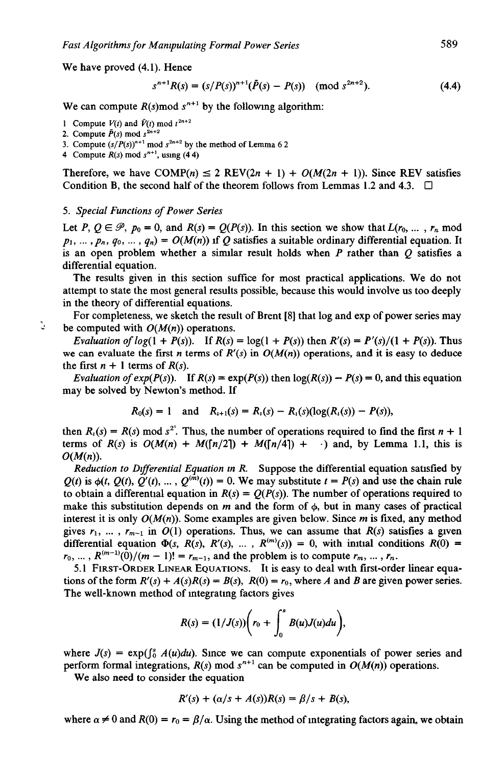We have proved (4.1). Hence

$$s^{n+1}R(s) = (s/P(s))^{n+1}(\bar{P}(s) - P(s)) \pmod{s^{2n+2}}. \tag{4.4}$$

We can compute $R(s) \bmod s^{n+1}$ by the following algorithm:

1. Compute $V(t)$ and $\bar{V}(t) \bmod t^{2n+2}$
2. Compute $\bar{P}(s) \bmod s^{2n+2}$
3. Compute $(s/P(s))^{n+1} \bmod s^{2n+2}$ by the method of Lemma 6.2
4. Compute $R(s) \bmod s^{n+1}$, using (4.4)

Therefore, we have $\text{COMP}(n) \le 2\ \text{REV}(2n + 1) + O(M(2n + 1))$. Since REV satisfies Condition B, the second half of the theorem follows from Lemmas 1.2 and 4.3. □

## 5. *Special Functions of Power Series*

Let $P, Q \in \mathcal{P}$, $p_0 = 0$, and $R(s) = Q(P(s))$. In this section we show that $L(r_0, \ldots, r_n \bmod p_1, \ldots, p_n, q_0, \ldots, q_n) = O(M(n))$ if $Q$ satisfies a suitable ordinary differential equation. It is an open problem whether a similar result holds when $P$ rather than $Q$ satisfies a differential equation.

The results given in this section suffice for most practical applications. We do not attempt to state the most general results possible, because this would involve us too deeply in the theory of differential equations.

For completeness, we sketch the result of Brent [8] that log and exp of power series may be computed with $O(M(n))$ operations.

*Evaluation of* $\log(1 + P(s))$. If $R(s) = \log(1 + P(s))$ then $R'(s) = P'(s)/(1 + P(s))$. Thus we can evaluate the first $n$ terms of $R'(s)$ in $O(M(n))$ operations, and it is easy to deduce the first $n + 1$ terms of $R(s)$.

*Evaluation of* $\exp(P(s))$. If $R(s) = \exp(P(s))$ then $\log(R(s)) - P(s) = 0$, and this equation may be solved by Newton's method. If

$$R_0(s) = 1 \quad \text{and} \quad R_{i+1}(s) = R_i(s) - R_i(s)(\log(R_i(s)) - P(s)),$$

then $R_i(s) = R(s) \bmod s^{2^i}$. Thus, the number of operations required to find the first $n + 1$ terms of $R(s)$ is $O(M(n) + M(\lceil n/2 \rceil) + M(\lceil n/4 \rceil) + \cdots)$ and, by Lemma 1.1, this is $O(M(n))$.

*Reduction to Differential Equation in R*. Suppose the differential equation satisfied by $Q(t)$ is $\phi(t, Q(t), Q'(t), \ldots, Q^{(m)}(t)) = 0$. We may substitute $t = P(s)$ and use the chain rule to obtain a differential equation in $R(s) = Q(P(s))$. The number of operations required to make this substitution depends on $m$ and the form of $\phi$, but in many cases of practical interest it is only $O(M(n))$. Some examples are given below. Since $m$ is fixed, any method gives $r_1, \ldots, r_{m-1}$ in $O(1)$ operations. Thus, we can assume that $R(s)$ satisfies a given differential equation $\Phi(s, R(s), R'(s), \ldots, R^{(m)}(s)) = 0$, with initial conditions $R(0) = r_0, \ldots, R^{(m-1)}(0)/(m - 1)! = r_{m-1}$, and the problem is to compute $r_m, \ldots, r_n$.

5.1 FIRST-ORDER LINEAR EQUATIONS. It is easy to deal with first-order linear equations of the form $R'(s) + A(s)R(s) = B(s)$, $R(0) = r_0$, where $A$ and $B$ are given power series. The well-known method of integrating factors gives

$$R(s) = (1/J(s))\left(r_0 + \int_0^s B(u)J(u)du\right),$$

where $J(s) = \exp(\int_0^s A(u)du)$. Since we can compute exponentials of power series and perform formal integrations, $R(s) \bmod s^{n+1}$ can be computed in $O(M(n))$ operations.

We also need to consider the equation

$$R'(s) + (\alpha/s + A(s))R(s) = \beta/s + B(s),$$

where $\alpha \neq 0$ and $R(0) = r_0 = \beta/\alpha$. Using the method of integrating factors again, we obtain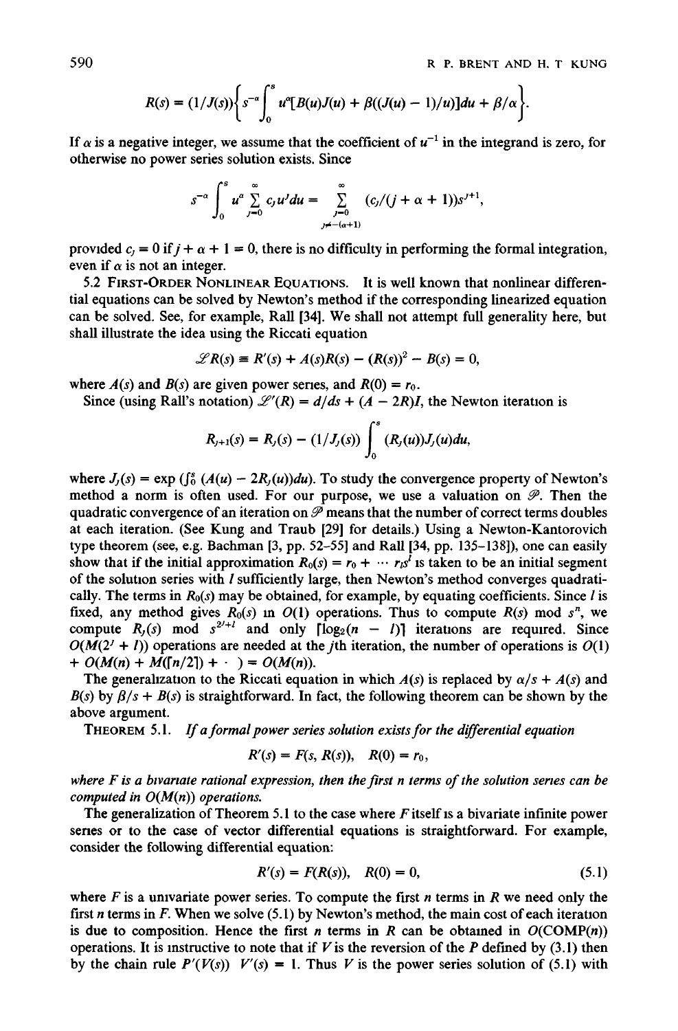$$R(s) = (1/J(s))\left\{s^{-\alpha}\int_0^s u^\alpha[B(u)J(u) + \beta((J(u) - 1)/u)]du + \beta/\alpha\right\}.$$

If $\alpha$ is a negative integer, we assume that the coefficient of $u^{-1}$ in the integrand is zero, for otherwise no power series solution exists. Since

$$s^{-\alpha}\int_0^s u^\alpha \sum_{j=0}^{\infty} c_j u^j du = \sum_{\substack{j=0 \\ j\neq-(\alpha+1)}}^{\infty} (c_j/(j+\alpha+1))s^{j+1},$$

provided $c_j = 0$ if $j + \alpha + 1 = 0$, there is no difficulty in performing the formal integration, even if $\alpha$ is not an integer.

5.2 FIRST-ORDER NONLINEAR EQUATIONS. It is well known that nonlinear differential equations can be solved by Newton's method if the corresponding linearized equation can be solved. See, for example, Rall [34]. We shall not attempt full generality here, but shall illustrate the idea using the Riccati equation

$$\mathscr{L}R(s) \equiv R'(s) + A(s)R(s) - (R(s))^2 - B(s) = 0,$$

where $A(s)$ and $B(s)$ are given power series, and $R(0) = r_0$.

Since (using Rall's notation) $\mathscr{L}'(R) = d/ds + (A - 2R)I$, the Newton iteration is

$$R_{j+1}(s) = R_j(s) - (1/J_j(s))\int_0^s (R_j(u))J_j(u)du,$$

where $J_j(s) = \exp\left(\int_0^s (A(u) - 2R_j(u))du\right)$. To study the convergence property of Newton's method a norm is often used. For our purpose, we use a valuation on $\mathscr{P}$. Then the quadratic convergence of an iteration on $\mathscr{P}$ means that the number of correct terms doubles at each iteration. (See Kung and Traub [29] for details.) Using a Newton-Kantorovich type theorem (see, e.g. Bachman [3, pp. 52–55] and Rall [34, pp. 135–138]), one can easily show that if the initial approximation $R_0(s) = r_0 + \cdots r_l s^l$ is taken to be an initial segment of the solution series with $l$ sufficiently large, then Newton's method converges quadratically. The terms in $R_0(s)$ may be obtained, for example, by equating coefficients. Since $l$ is fixed, any method gives $R_0(s)$ in $O(1)$ operations. Thus to compute $R(s) \bmod s^n$, we compute $R_j(s) \bmod s^{2^j+l}$ and only $\lceil \log_2(n - l) \rceil$ iterations are required. Since $O(M(2^j + l))$ operations are needed at the $j$th iteration, the number of operations is $O(1) + O(M(n) + M(\lceil n/2 \rceil) + \cdots) = O(M(n))$.

The generalization to the Riccati equation in which $A(s)$ is replaced by $\alpha/s + A(s)$ and $B(s)$ by $\beta/s + B(s)$ is straightforward. In fact, the following theorem can be shown by the above argument.

THEOREM 5.1. *If a formal power series solution exists for the differential equation*

$$R'(s) = F(s, R(s)), \quad R(0) = r_0,$$

*where $F$ is a bivariate rational expression, then the first $n$ terms of the solution series can be computed in $O(M(n))$ operations.*

The generalization of Theorem 5.1 to the case where $F$ itself is a bivariate infinite power series or to the case of vector differential equations is straightforward. For example, consider the following differential equation:

$$R'(s) = F(R(s)), \quad R(0) = 0, \tag{5.1}$$

where $F$ is a univariate power series. To compute the first $n$ terms in $R$ we need only the first $n$ terms in $F$. When we solve (5.1) by Newton's method, the main cost of each iteration is due to composition. Hence the first $n$ terms in $R$ can be obtained in $O(\text{COMP}(n))$ operations. It is instructive to note that if $V$ is the reversion of the $P$ defined by (3.1) then by the chain rule $P'(V(s))\ V'(s) = 1$. Thus $V$ is the power series solution of (5.1) with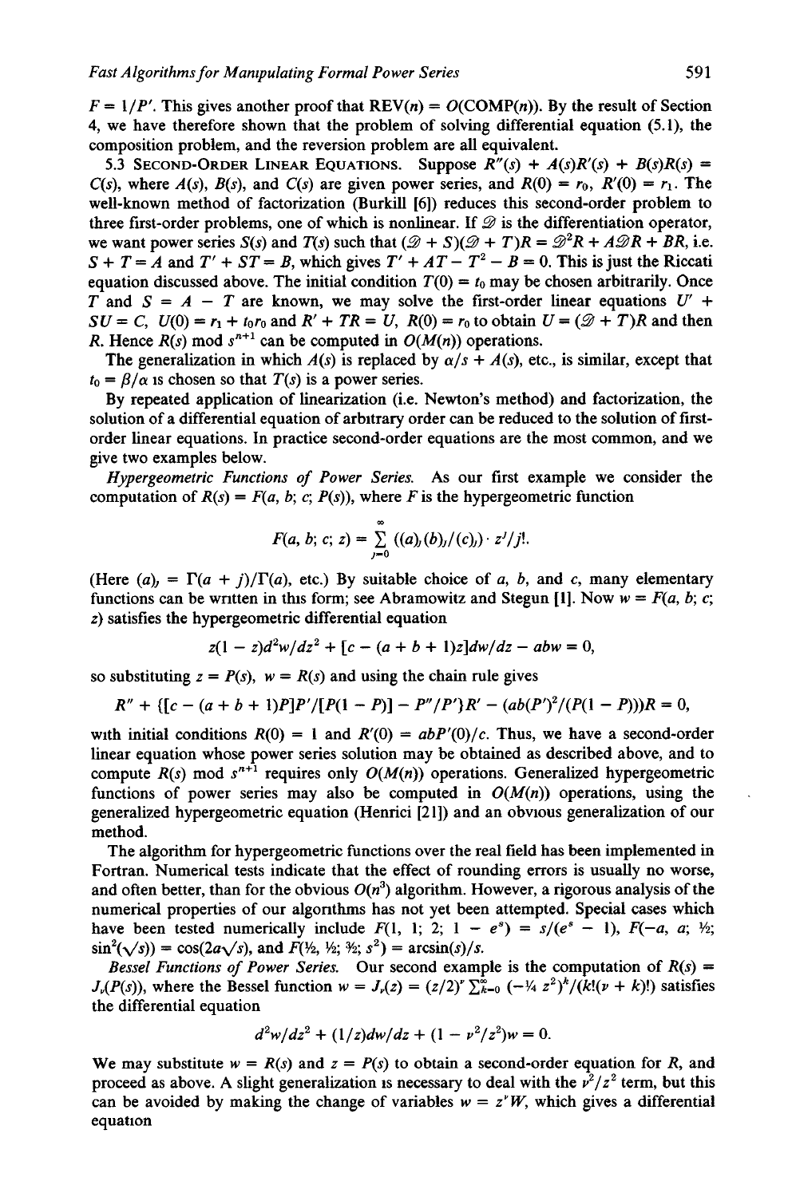$F = 1/P'$. This gives another proof that $\text{REV}(n) = O(\text{COMP}(n))$. By the result of Section 4, we have therefore shown that the problem of solving differential equation (5.1), the composition problem, and the reversion problem are all equivalent.

5.3 SECOND-ORDER LINEAR EQUATIONS. Suppose $R''(s) + A(s)R'(s) + B(s)R(s) = C(s)$, where $A(s)$, $B(s)$, and $C(s)$ are given power series, and $R(0) = r_0$, $R'(0) = r_1$. The well-known method of factorization (Burkill [6]) reduces this second-order problem to three first-order problems, one of which is nonlinear. If $\mathscr{D}$ is the differentiation operator, we want power series $S(s)$ and $T(s)$ such that $(\mathscr{D} + S)(\mathscr{D} + T)R = \mathscr{D}^2R + A\mathscr{D}R + BR$, i.e. $S + T = A$ and $T' + ST = B$, which gives $T' + AT - T^2 - B = 0$. This is just the Riccati equation discussed above. The initial condition $T(0) = t_0$ may be chosen arbitrarily. Once $T$ and $S = A - T$ are known, we may solve the first-order linear equations $U' + SU = C$, $U(0) = r_1 + t_0 r_0$ and $R' + TR = U$, $R(0) = r_0$ to obtain $U = (\mathscr{D} + T)R$ and then $R$. Hence $R(s) \bmod s^{n+1}$ can be computed in $O(M(n))$ operations.

The generalization in which $A(s)$ is replaced by $\alpha/s + A(s)$, etc., is similar, except that $t_0 = \beta/\alpha$ is chosen so that $T(s)$ is a power series.

By repeated application of linearization (i.e. Newton's method) and factorization, the solution of a differential equation of arbitrary order can be reduced to the solution of first-order linear equations. In practice second-order equations are the most common, and we give two examples below.

*Hypergeometric Functions of Power Series.* As our first example we consider the computation of $R(s) = F(a, b; c; P(s))$, where $F$ is the hypergeometric function

$$F(a, b; c; z) = \sum_{j=0}^{\infty} ((a)_j(b)_j/(c)_j) \cdot z^j/j!.$$

(Here $(a)_j = \Gamma(a + j)/\Gamma(a)$, etc.) By suitable choice of $a$, $b$, and $c$, many elementary functions can be written in this form; see Abramowitz and Stegun [1]. Now $w = F(a, b; c; z)$ satisfies the hypergeometric differential equation

$$z(1 - z)d^2w/dz^2 + [c - (a + b + 1)z]dw/dz - abw = 0,$$

so substituting $z = P(s)$, $w = R(s)$ and using the chain rule gives

$$R'' + \{[c - (a + b + 1)P]P'/[P(1 - P)] - P''/P'\}R' - (ab(P')^2/(P(1 - P)))R = 0,$$

with initial conditions $R(0) = 1$ and $R'(0) = abP'(0)/c$. Thus, we have a second-order linear equation whose power series solution may be obtained as described above, and to compute $R(s) \bmod s^{n+1}$ requires only $O(M(n))$ operations. Generalized hypergeometric functions of power series may also be computed in $O(M(n))$ operations, using the generalized hypergeometric equation (Henrici [21]) and an obvious generalization of our method.

The algorithm for hypergeometric functions over the real field has been implemented in Fortran. Numerical tests indicate that the effect of rounding errors is usually no worse, and often better, than for the obvious $O(n^3)$ algorithm. However, a rigorous analysis of the numerical properties of our algorithms has not yet been attempted. Special cases which have been tested numerically include $F(1, 1; 2; 1 - e^s) = s/(e^s - 1)$, $F(-a, a; ½; \sin^2(\sqrt{s})) = \cos(2a\sqrt{s})$, and $F(½, ½; 3/2; s^2) = \arcsin(s)/s$.

*Bessel Functions of Power Series.* Our second example is the computation of $R(s) = J_\nu(P(s))$, where the Bessel function $w = J_\nu(z) = (z/2)^\nu \sum_{k=0}^{\infty} (-¼ z^2)^k/(k!(\nu + k)!)$ satisfies the differential equation

$$d^2w/dz^2 + (1/z)dw/dz + (1 - \nu^2/z^2)w = 0.$$

We may substitute $w = R(s)$ and $z = P(s)$ to obtain a second-order equation for $R$, and proceed as above. A slight generalization is necessary to deal with the $\nu^2/z^2$ term, but this can be avoided by making the change of variables $w = z^\nu W$, which gives a differential equation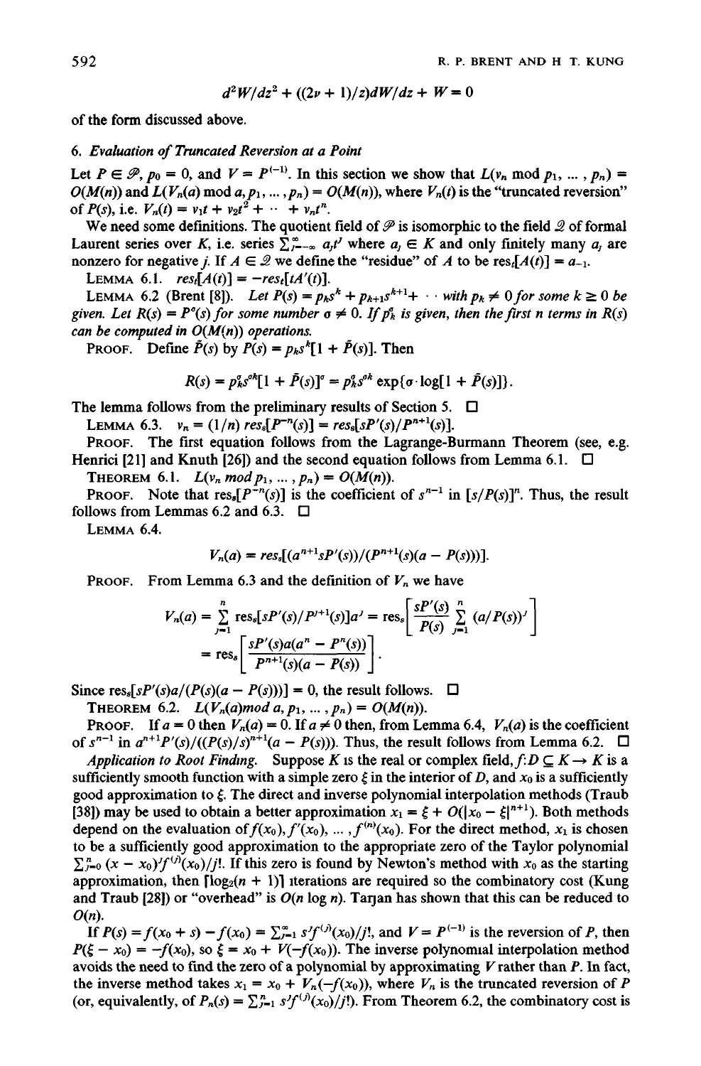$$d^2W/dz^2 + ((2\nu + 1)/z)dW/dz + W = 0$$

of the form discussed above.

## 6. *Evaluation of Truncated Reversion at a Point*

Let $P \in \mathscr{P}$, $p_0 = 0$, and $V = P^{(-1)}$. In this section we show that $L(v_n \bmod p_1, \ldots, p_n) = O(M(n))$ and $L(V_n(a) \bmod a, p_1, \ldots, p_n) = O(M(n))$, where $V_n(t)$ is the "truncated reversion" of $P(s)$, i.e. $V_n(t) = v_1 t + v_2 t^2 + \cdots + v_n t^n$.

We need some definitions. The quotient field of $\mathscr{P}$ is isomorphic to the field $\mathscr{Q}$ of formal Laurent series over $K$, i.e. series $\sum_{j=-\infty}^{\infty} a_j t^j$ where $a_j \in K$ and only finitely many $a_j$ are nonzero for negative $j$. If $A \in \mathscr{Q}$ we define the "residue" of $A$ to be $\mathrm{res}_t[A(t)] = a_{-1}$.

LEMMA 6.1. $\mathrm{res}_t[A(t)] = -\mathrm{res}_t[tA'(t)]$.

LEMMA 6.2 (Brent [8]). *Let $P(s) = p_k s^k + p_{k+1}s^{k+1} + \cdots$ with $p_k \neq 0$ for some $k \geq 0$ be given. Let $R(s) = P^\sigma(s)$ for some number $\sigma \neq 0$. If $p_k^\sigma$ is given, then the first $n$ terms in $R(s)$ can be computed in $O(M(n))$ operations.*

PROOF. Define $\tilde{P}(s)$ by $P(s) = p_k s^k[1 + \tilde{P}(s)]$. Then

$$R(s) = p_k^\sigma s^{\sigma k}[1 + \tilde{P}(s)]^\sigma = p_k^\sigma s^{\sigma k} \exp\{\sigma \cdot \log[1 + \tilde{P}(s)]\}.$$

The lemma follows from the preliminary results of Section 5. □

LEMMA 6.3. $v_n = (1/n)\,\mathrm{res}_s[P^{-n}(s)] = \mathrm{res}_s[sP'(s)/P^{n+1}(s)]$.

PROOF. The first equation follows from the Lagrange-Burmann Theorem (see, e.g. Henrici [21] and Knuth [26]) and the second equation follows from Lemma 6.1. □

THEOREM 6.1. $L(v_n \bmod p_1, \ldots, p_n) = O(M(n))$.

PROOF. Note that $\mathrm{res}_s[P^{-n}(s)]$ is the coefficient of $s^{n-1}$ in $[s/P(s)]^n$. Thus, the result follows from Lemmas 6.2 and 6.3. □

LEMMA 6.4.

$$V_n(a) = \mathrm{res}_s[(a^{n+1}sP'(s))/(P^{n+1}(s)(a - P(s)))].$$

PROOF. From Lemma 6.3 and the definition of $V_n$ we have

$$V_n(a) = \sum_{j=1}^{n} \mathrm{res}_s[sP'(s)/P^{j+1}(s)]a^j = \mathrm{res}_s\left[\frac{sP'(s)}{P(s)} \sum_{j=1}^{n} (a/P(s))^j\right]$$
$$= \mathrm{res}_s\left[\frac{sP'(s)a(a^n - P^n(s))}{P^{n+1}(s)(a - P(s))}\right].$$

Since $\mathrm{res}_s[sP'(s)a/(P(s)(a - P(s)))] = 0$, the result follows. □

THEOREM 6.2. $L(V_n(a) \bmod a, p_1, \ldots, p_n) = O(M(n))$.

PROOF. If $a = 0$ then $V_n(a) = 0$. If $a \neq 0$ then, from Lemma 6.4, $V_n(a)$ is the coefficient of $s^{n-1}$ in $a^{n+1}P'(s)/((P(s)/s)^{n+1}(a - P(s)))$. Thus, the result follows from Lemma 6.2. □

*Application to Root Finding.* Suppose $K$ is the real or complex field, $f: D \subseteq K \to K$ is a sufficiently smooth function with a simple zero $\xi$ in the interior of $D$, and $x_0$ is a sufficiently good approximation to $\xi$. The direct and inverse polynomial interpolation methods (Traub [38]) may be used to obtain a better approximation $x_1 = \xi + O(|x_0 - \xi|^{n+1})$. Both methods depend on the evaluation of $f(x_0), f'(x_0), \ldots, f^{(n)}(x_0)$. For the direct method, $x_1$ is chosen to be a sufficiently good approximation to the appropriate zero of the Taylor polynomial $\sum_{j=0}^{n} (x - x_0)^j f^{(j)}(x_0)/j!$. If this zero is found by Newton's method with $x_0$ as the starting approximation, then $\lceil \log_2(n + 1) \rceil$ iterations are required so the combinatory cost (Kung and Traub [28]) or "overhead" is $O(n \log n)$. Tarjan has shown that this can be reduced to $O(n)$.

If $P(s) = f(x_0 + s) - f(x_0) = \sum_{j=1}^{\infty} s^j f^{(j)}(x_0)/j!$, and $V = P^{(-1)}$ is the reversion of $P$, then $P(\xi - x_0) = -f(x_0)$, so $\xi = x_0 + V(-f(x_0))$. The inverse polynomial interpolation method avoids the need to find the zero of a polynomial by approximating $V$ rather than $P$. In fact, the inverse method takes $x_1 = x_0 + V_n(-f(x_0))$, where $V_n$ is the truncated reversion of $P$ (or, equivalently, of $P_n(s) = \sum_{j=1}^{n} s^j f^{(j)}(x_0)/j!$). From Theorem 6.2, the combinatory cost is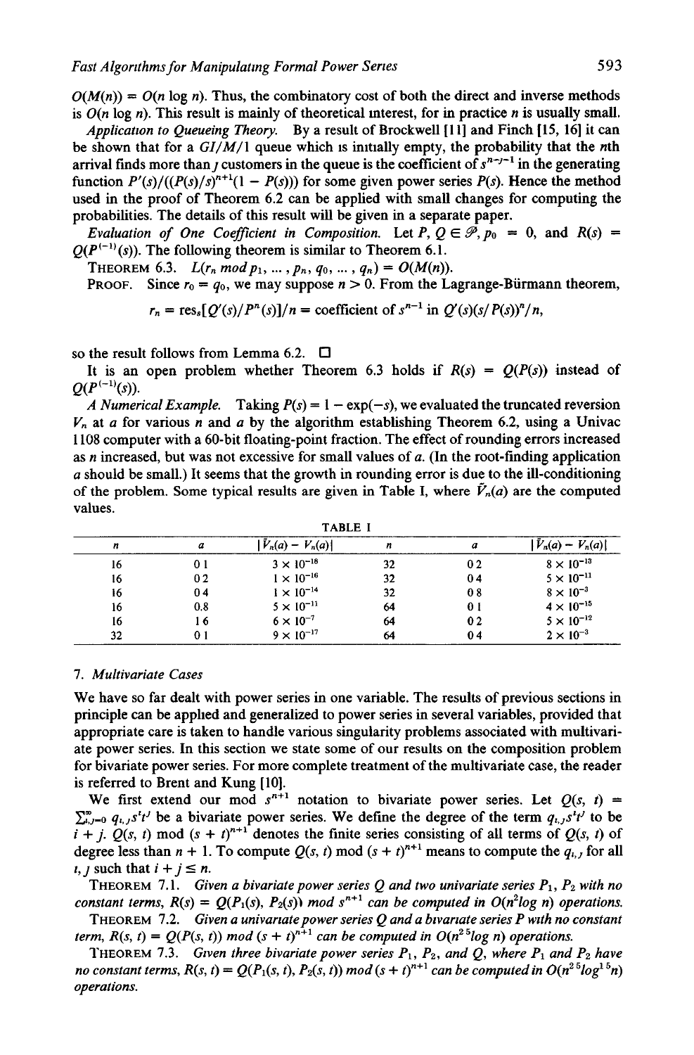$O(M(n)) = O(n \log n)$. Thus, the combinatory cost of both the direct and inverse methods is $O(n \log n)$. This result is mainly of theoretical interest, for in practice $n$ is usually small.

*Application to Queueing Theory.* By a result of Brockwell [11] and Finch [15, 16] it can be shown that for a $GI/M/1$ queue which is initially empty, the probability that the $n$th arrival finds more than $j$ customers in the queue is the coefficient of $s^{n-j-1}$ in the generating function $P'(s)/((P(s)/s)^{n+1}(1 - P(s)))$ for some given power series $P(s)$. Hence the method used in the proof of Theorem 6.2 can be applied with small changes for computing the probabilities. The details of this result will be given in a separate paper.

*Evaluation of One Coefficient in Composition.* Let $P, Q \in \mathscr{P}, p_0 = 0$, and $R(s) = Q(P^{(-1)}(s))$. The following theorem is similar to Theorem 6.1.

THEOREM 6.3. *$L(r_n \bmod p_1, \ldots, p_n, q_0, \ldots, q_n) = O(M(n))$.*

PROOF. Since $r_0 = q_0$, we may suppose $n > 0$. From the Lagrange-Bürmann theorem,

$$r_n = \operatorname{res}_s[Q'(s)/P^n(s)]/n = \text{coefficient of } s^{n-1} \text{ in } Q'(s)(s/P(s))^n/n,$$

so the result follows from Lemma 6.2. □

It is an open problem whether Theorem 6.3 holds if $R(s) = Q(P(s))$ instead of $Q(P^{(-1)}(s))$.

*A Numerical Example.* Taking $P(s) = 1 - \exp(-s)$, we evaluated the truncated reversion $V_n$ at $a$ for various $n$ and $a$ by the algorithm establishing Theorem 6.2, using a Univac 1108 computer with a 60-bit floating-point fraction. The effect of rounding errors increased as $n$ increased, but was not excessive for small values of $a$. (In the root-finding application $a$ should be small.) It seems that the growth in rounding error is due to the ill-conditioning of the problem. Some typical results are given in Table I, where $\tilde{V}_n(a)$ are the computed values.

TABLE I

| $n$ | $a$ | $\lvert \tilde{V}_n(a) - V_n(a) \rvert$ | $n$ | $a$ | $\lvert \tilde{V}_n(a) - V_n(a) \rvert$ |
|---|---|---|---|---|---|
| 16 | 0.1 | $3 \times 10^{-18}$ | 32 | 0.2 | $8 \times 10^{-13}$ |
| 16 | 0.2 | $1 \times 10^{-16}$ | 32 | 0.4 | $5 \times 10^{-11}$ |
| 16 | 0.4 | $1 \times 10^{-14}$ | 32 | 0.8 | $8 \times 10^{-3}$ |
| 16 | 0.8 | $5 \times 10^{-11}$ | 64 | 0.1 | $4 \times 10^{-15}$ |
| 16 | 1.6 | $6 \times 10^{-7}$ | 64 | 0.2 | $5 \times 10^{-12}$ |
| 32 | 0.1 | $9 \times 10^{-17}$ | 64 | 0.4 | $2 \times 10^{-3}$ |

## 7. Multivariate Cases

We have so far dealt with power series in one variable. The results of previous sections in principle can be applied and generalized to power series in several variables, provided that appropriate care is taken to handle various singularity problems associated with multivariate power series. In this section we state some of our results on the composition problem for bivariate power series. For more complete treatment of the multivariate case, the reader is referred to Brent and Kung [10].

We first extend our mod $s^{n+1}$ notation to bivariate power series. Let $Q(s, t) = \sum_{i,j=0}^{\infty} q_{i,j} s^i t^j$ be a bivariate power series. We define the degree of the term $q_{i,j} s^i t^j$ to be $i + j$. $Q(s, t) \bmod (s + t)^{n+1}$ denotes the finite series consisting of all terms of $Q(s, t)$ of degree less than $n + 1$. To compute $Q(s, t) \bmod (s + t)^{n+1}$ means to compute the $q_{i,j}$ for all $i, j$ such that $i + j \leq n$.

THEOREM 7.1. *Given a bivariate power series $Q$ and two univariate series $P_1$, $P_2$ with no constant terms, $R(s) = Q(P_1(s), P_2(s)) \bmod s^{n+1}$ can be computed in $O(n^2 \log n)$ operations.*

THEOREM 7.2. *Given a univariate power series $Q$ and a bivariate series $P$ with no constant term, $R(s, t) = Q(P(s, t)) \bmod (s + t)^{n+1}$ can be computed in $O(n^{2.5} \log n)$ operations.*

THEOREM 7.3. *Given three bivariate power series $P_1$, $P_2$, and $Q$, where $P_1$ and $P_2$ have no constant terms, $R(s, t) = Q(P_1(s, t), P_2(s, t)) \bmod (s + t)^{n+1}$ can be computed in $O(n^{2.5} \log^{1.5} n)$ operations.*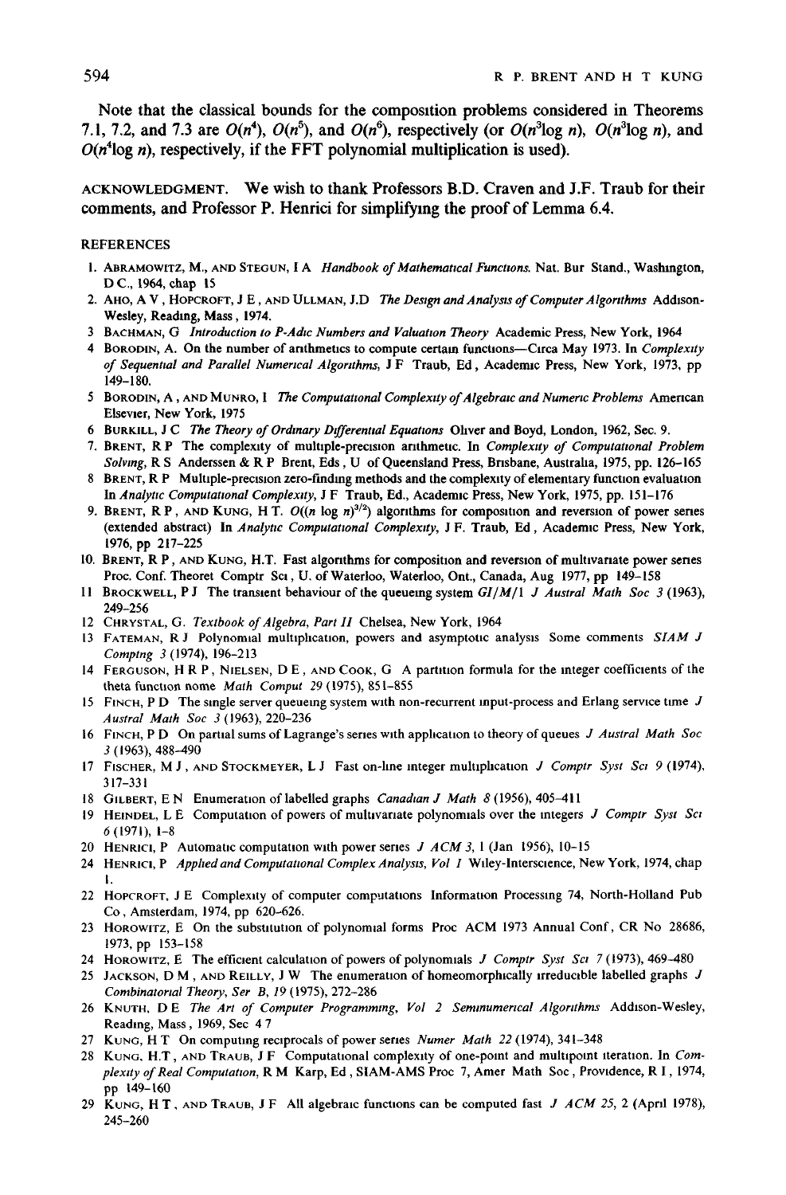Note that the classical bounds for the composition problems considered in Theorems 7.1, 7.2, and 7.3 are $O(n^4)$, $O(n^5)$, and $O(n^6)$, respectively (or $O(n^3 \log n)$, $O(n^3 \log n)$, and $O(n^4 \log n)$, respectively, if the FFT polynomial multiplication is used).

ACKNOWLEDGMENT. We wish to thank Professors B.D. Craven and J.F. Traub for their comments, and Professor P. Henrici for simplifying the proof of Lemma 6.4.

REFERENCES

1. ABRAMOWITZ, M., AND STEGUN, I A *Handbook of Mathematical Functions*. Nat. Bur Stand., Washington, D C., 1964, chap 15
2. AHO, A V, HOPCROFT, J E, AND ULLMAN, J.D *The Design and Analysis of Computer Algorithms* Addison-Wesley, Reading, Mass, 1974.
3. BACHMAN, G *Introduction to P-Adic Numbers and Valuation Theory* Academic Press, New York, 1964
4. BORODIN, A. On the number of arithmetics to compute certain functions—Circa May 1973. In *Complexity of Sequential and Parallel Numerical Algorithms*, J F Traub, Ed, Academic Press, New York, 1973, pp 149–180.
5. BORODIN, A, AND MUNRO, I *The Computational Complexity of Algebraic and Numeric Problems* American Elsevier, New York, 1975
6. BURKILL, J C *The Theory of Ordinary Differential Equations* Oliver and Boyd, London, 1962, Sec. 9.
7. BRENT, R P The complexity of multiple-precision arithmetic. In *Complexity of Computational Problem Solving*, R S Anderssen & R P Brent, Eds, U of Queensland Press, Brisbane, Australia, 1975, pp. 126–165
8. BRENT, R P Multiple-precision zero-finding methods and the complexity of elementary function evaluation In *Analytic Computational Complexity*, J F Traub, Ed., Academic Press, New York, 1975, pp. 151–176
9. BRENT, R P, AND KUNG, H.T. $O((n \log n)^{3/2})$ algorithms for composition and reversion of power series (extended abstract) In *Analytic Computational Complexity*, J F. Traub, Ed, Academic Press, New York, 1976, pp 217–225
10. BRENT, R P, AND KUNG, H.T. Fast algorithms for composition and reversion of multivariate power series Proc. Conf. Theoret Comptr Sci, U. of Waterloo, Waterloo, Ont., Canada, Aug 1977, pp 149–158
11. BROCKWELL, P J The transient behaviour of the queueing system $GI/M/1$ *J Austral Math Soc 3* (1963), 249–256
12. CHRYSTAL, G. *Textbook of Algebra, Part II* Chelsea, New York, 1964
13. FATEMAN, R J Polynomial multiplication, powers and asymptotic analysis Some comments *SIAM J Comptng 3* (1974), 196–213
14. FERGUSON, H R P, NIELSEN, D E, AND COOK, G A partition formula for the integer coefficients of the theta function nome *Math Comput 29* (1975), 851–855
15. FINCH, P D The single server queueing system with non-recurrent input-process and Erlang service time *J Austral Math Soc 3* (1963), 220–236
16. FINCH, P D On partial sums of Lagrange's series with application to theory of queues *J Austral Math Soc 3* (1963), 488–490
17. FISCHER, M J, AND STOCKMEYER, L J Fast on-line integer multiplication *J Comptr Syst Sci 9* (1974), 317–331
18. GILBERT, E N Enumeration of labelled graphs *Canadian J Math 8* (1956), 405–411
19. HEINDEL, L E Computation of powers of multivariate polynomials over the integers *J Comptr Syst Sci 6* (1971), 1–8
20. HENRICI, P Automatic computation with power series *J ACM 3*, 1 (Jan 1956), 10–15
24. HENRICI, P *Applied and Computational Complex Analysis, Vol 1* Wiley-Interscience, New York, 1974, chap 1.
22. HOPCROFT, J E Complexity of computer computations Information Processing 74, North-Holland Pub Co, Amsterdam, 1974, pp 620–626.
23. HOROWITZ, E On the substitution of polynomial forms Proc ACM 1973 Annual Conf, CR No 28686, 1973, pp 153–158
24. HOROWITZ, E The efficient calculation of powers of polynomials *J Comptr Syst Sci 7* (1973), 469–480
25. JACKSON, D M, AND REILLY, J W The enumeration of homeomorphically irreducible labelled graphs *J Combinatorial Theory, Ser B, 19* (1975), 272–286
26. KNUTH, D E *The Art of Computer Programming, Vol 2 Seminumerical Algorithms* Addison-Wesley, Reading, Mass, 1969, Sec 4 7
27. KUNG, H T On computing reciprocals of power series *Numer Math 22* (1974), 341–348
28. KUNG, H.T, AND TRAUB, J F Computational complexity of one-point and multipoint iteration. In *Complexity of Real Computation*, R M Karp, Ed, SIAM-AMS Proc 7, Amer Math Soc, Providence, R I, 1974, pp 149–160
29. KUNG, H T, AND TRAUB, J F All algebraic functions can be computed fast *J ACM 25*, 2 (April 1978), 245–260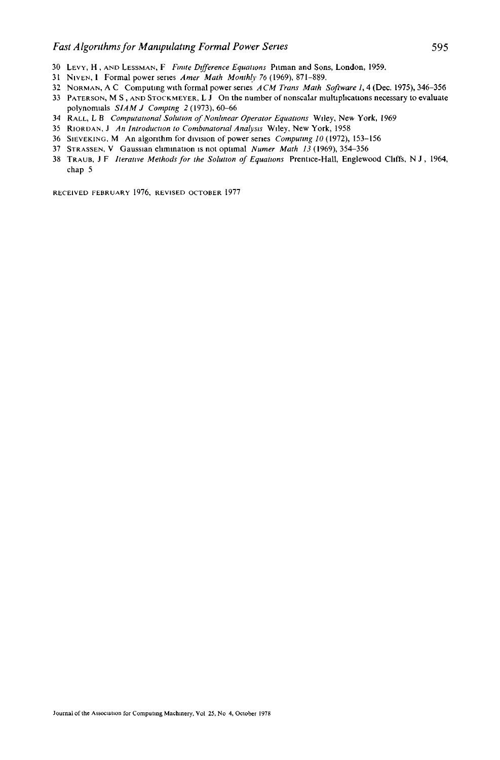30. LEVY, H., AND LESSMAN, F. *Finite Difference Equations*. Pitman and Sons, London, 1959.
31. NIVEN, I. Formal power series. *Amer. Math. Monthly 76* (1969), 871–889.
32. NORMAN, A.C. Computing with formal power series. *ACM Trans. Math. Software 1*, 4 (Dec. 1975), 346–356.
33. PATERSON, M.S., AND STOCKMEYER, L.J. On the number of nonscalar multiplications necessary to evaluate polynomials. *SIAM J. Comptng. 2* (1973), 60–66.
34. RALL, L.B. *Computational Solution of Nonlinear Operator Equations*. Wiley, New York, 1969.
35. RIORDAN, J. *An Introduction to Combinatorial Analysis*. Wiley, New York, 1958.
36. SIEVEKING, M. An algorithm for division of power series. *Computing 10* (1972), 153–156.
37. STRASSEN, V. Gaussian elimination is not optimal. *Numer. Math. 13* (1969), 354–356.
38. TRAUB, J.F. *Iterative Methods for the Solution of Equations*. Prentice-Hall, Englewood Cliffs, N.J., 1964, chap. 5.

RECEIVED FEBRUARY 1976, REVISED OCTOBER 1977